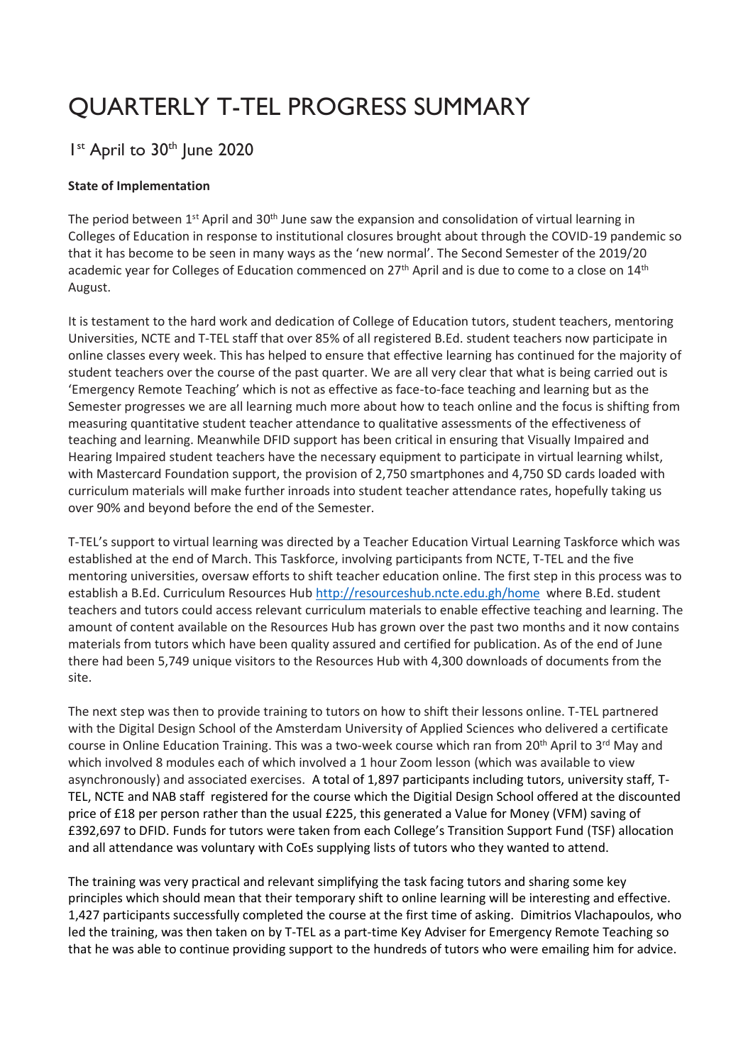# QUARTERLY T-TEL PROGRESS SUMMARY

## 1st April to 30th June 2020

**State of Implementation**

The period between 1st April and 30th June saw the expansion and consolidation of virtual learning in Colleges of Education in response to institutional closures brought about through the COVID-19 pandemic so that it has become to be seen in many ways as the 'new normal'. The Second Semester of the 2019/20 academic year for Colleges of Education commenced on 27th April and is due to come to a close on 14th August.

It is testament to the hard work and dedication of College of Education tutors, student teachers, mentoring Universities, NCTE and T-TEL staff that over 85% of all registered B.Ed. student teachers now participate in online classes every week. This has helped to ensure that effective learning has continued for the majority of student teachers over the course of the past quarter. We are all very clear that what is being carried out is 'Emergency Remote Teaching' which is not as effective as face-to-face teaching and learning but as the Semester progresses we are all learning much more about how to teach online and the focus is shifting from measuring quantitative student teacher attendance to qualitative assessments of the effectiveness of teaching and learning. Meanwhile DFID support has been critical in ensuring that Visually Impaired and Hearing Impaired student teachers have the necessary equipment to participate in virtual learning whilst, with Mastercard Foundation support, the provision of 2,750 smartphones and 4,750 SD cards loaded with curriculum materials will make further inroads into student teacher attendance rates, hopefully taking us over 90% and beyond before the end of the Semester.

T-TEL's support to virtual learning was directed by a Teacher Education Virtual Learning Taskforce which was established at the end of March. This Taskforce, involving participants from NCTE, T-TEL and the five mentoring universities, oversaw efforts to shift teacher education online. The first step in this process was to establish a B.Ed. Curriculum Resources Hub http://resourceshub.ncte.edu.gh/home where B.Ed. student teachers and tutors could access relevant curriculum materials to enable effective teaching and learning. The amount of content available on the Resources Hub has grown over the past two months and it now contains materials from tutors which have been quality assured and certified for publication. As of the end of June there had been 5,749 unique visitors to the Resources Hub with 4,300 downloads of documents from the site.

The next step was then to provide training to tutors on how to shift their lessons online. T-TEL partnered with the Digital Design School of the Amsterdam University of Applied Sciences who delivered a certificate course in Online Education Training. This was a two-week course which ran from 20th April to 3rd May and which involved 8 modules each of which involved a 1 hour Zoom lesson (which was available to view asynchronously) and associated exercises. A total of 1,897 participants including tutors, university staff, T-TEL, NCTE and NAB staff registered for the course which the Digitial Design School offered at the discounted price of £18 per person rather than the usual £225, this generated a Value for Money (VFM) saving of £392,697 to DFID. Funds for tutors were taken from each College's Transition Support Fund (TSF) allocation and all attendance was voluntary with CoEs supplying lists of tutors who they wanted to attend.

The training was very practical and relevant simplifying the task facing tutors and sharing some key principles which should mean that their temporary shift to online learning will be interesting and effective. 1,427 participants successfully completed the course at the first time of asking. Dimitrios Vlachapoulos, who led the training, was then taken on by T-TEL as a part-time Key Adviser for Emergency Remote Teaching so that he was able to continue providing support to the hundreds of tutors who were emailing him for advice.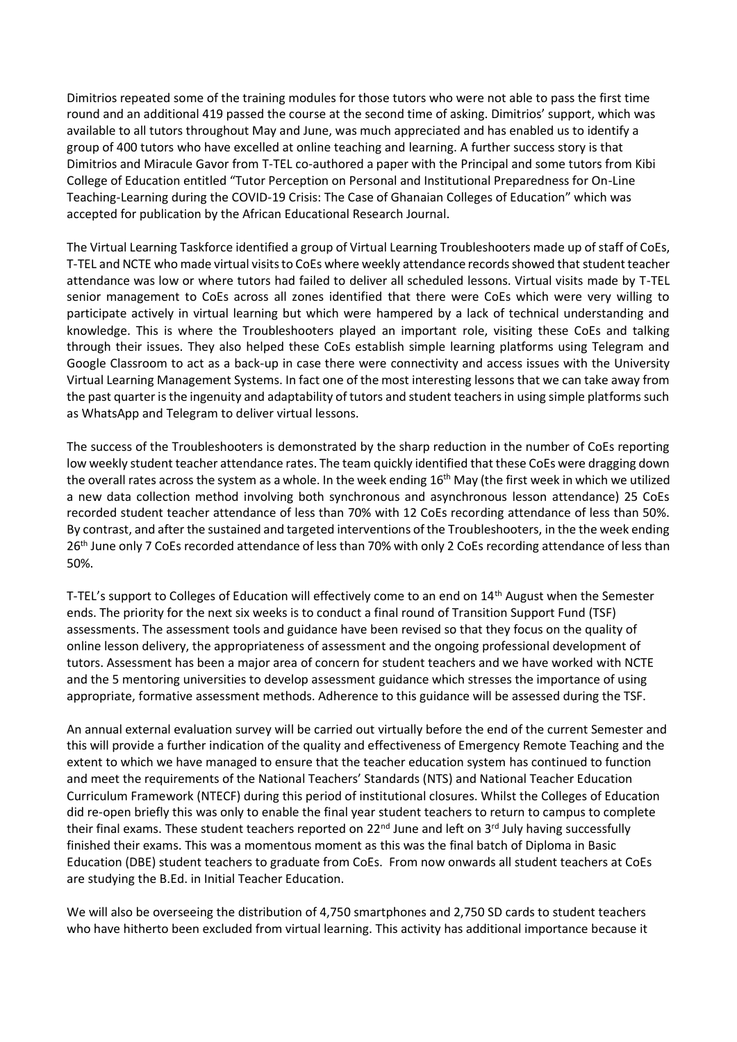Dimitrios repeated some of the training modules for those tutors who were not able to pass the first time round and an additional 419 passed the course at the second time of asking. Dimitrios' support, which was available to all tutors throughout May and June, was much appreciated and has enabled us to identify a group of 400 tutors who have excelled at online teaching and learning. A further success story is that Dimitrios and Miracule Gavor from T-TEL co-authored a paper with the Principal and some tutors from Kibi College of Education entitled "Tutor Perception on Personal and Institutional Preparedness for On-Line Teaching-Learning during the COVID-19 Crisis: The Case of Ghanaian Colleges of Education" which was accepted for publication by the African Educational Research Journal.

The Virtual Learning Taskforce identified a group of Virtual Learning Troubleshooters made up of staff of CoEs, T-TEL and NCTE who made virtual visits to CoEs where weekly attendance records showed that student teacher attendance was low or where tutors had failed to deliver all scheduled lessons. Virtual visits made by T-TEL senior management to CoEs across all zones identified that there were CoEs which were very willing to participate actively in virtual learning but which were hampered by a lack of technical understanding and knowledge. This is where the Troubleshooters played an important role, visiting these CoEs and talking through their issues. They also helped these CoEs establish simple learning platforms using Telegram and Google Classroom to act as a back-up in case there were connectivity and access issues with the University Virtual Learning Management Systems. In fact one of the most interesting lessons that we can take away from the past quarter is the ingenuity and adaptability of tutors and student teachers in using simple platforms such as WhatsApp and Telegram to deliver virtual lessons.

The success of the Troubleshooters is demonstrated by the sharp reduction in the number of CoEs reporting low weekly student teacher attendance rates. The team quickly identified that these CoEs were dragging down the overall rates across the system as a whole. In the week ending 16th May (the first week in which we utilized a new data collection method involving both synchronous and asynchronous lesson attendance) 25 CoEs recorded student teacher attendance of less than 70% with 12 CoEs recording attendance of less than 50%. By contrast, and after the sustained and targeted interventions of the Troubleshooters, in the the week ending 26th June only 7 CoEs recorded attendance of less than 70% with only 2 CoEs recording attendance of less than 50%.

T-TEL's support to Colleges of Education will effectively come to an end on 14th August when the Semester ends. The priority for the next six weeks is to conduct a final round of Transition Support Fund (TSF) assessments. The assessment tools and guidance have been revised so that they focus on the quality of online lesson delivery, the appropriateness of assessment and the ongoing professional development of tutors. Assessment has been a major area of concern for student teachers and we have worked with NCTE and the 5 mentoring universities to develop assessment guidance which stresses the importance of using appropriate, formative assessment methods. Adherence to this guidance will be assessed during the TSF.

An annual external evaluation survey will be carried out virtually before the end of the current Semester and this will provide a further indication of the quality and effectiveness of Emergency Remote Teaching and the extent to which we have managed to ensure that the teacher education system has continued to function and meet the requirements of the National Teachers' Standards (NTS) and National Teacher Education Curriculum Framework (NTECF) during this period of institutional closures. Whilst the Colleges of Education did re-open briefly this was only to enable the final year student teachers to return to campus to complete their final exams. These student teachers reported on 22nd June and left on 3rd July having successfully finished their exams. This was a momentous moment as this was the final batch of Diploma in Basic Education (DBE) student teachers to graduate from CoEs. From now onwards all student teachers at CoEs are studying the B.Ed. in Initial Teacher Education.

We will also be overseeing the distribution of 4,750 smartphones and 2,750 SD cards to student teachers who have hitherto been excluded from virtual learning. This activity has additional importance because it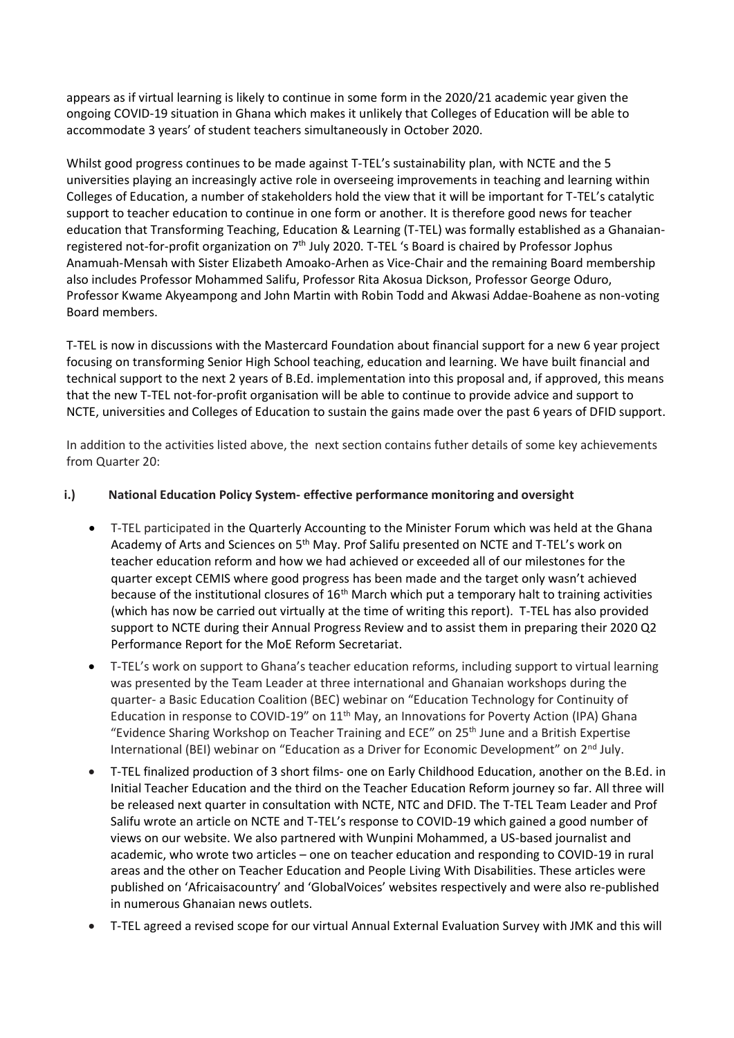appears as if virtual learning is likely to continue in some form in the 2020/21 academic year given the ongoing COVID-19 situation in Ghana which makes it unlikely that Colleges of Education will be able to accommodate 3 years' of student teachers simultaneously in October 2020.

Whilst good progress continues to be made against T-TEL's sustainability plan, with NCTE and the 5 universities playing an increasingly active role in overseeing improvements in teaching and learning within Colleges of Education, a number of stakeholders hold the view that it will be important for T-TEL's catalytic support to teacher education to continue in one form or another. It is therefore good news for teacher education that Transforming Teaching, Education & Learning (T-TEL) was formally established as a Ghanaian-registered not-for-profit organization on 7th July 2020. T-TEL 's Board is chaired by Professor Jophus Anamuah-Mensah with Sister Elizabeth Amoako-Arhen as Vice-Chair and the remaining Board membership also includes Professor Mohammed Salifu, Professor Rita Akosua Dickson, Professor George Oduro, Professor Kwame Akyeampong and John Martin with Robin Todd and Akwasi Addae-Boahene as non-voting Board members.

T-TEL is now in discussions with the Mastercard Foundation about financial support for a new 6 year project focusing on transforming Senior High School teaching, education and learning. We have built financial and technical support to the next 2 years of B.Ed. implementation into this proposal and, if approved, this means that the new T-TEL not-for-profit organisation will be able to continue to provide advice and support to NCTE, universities and Colleges of Education to sustain the gains made over the past 6 years of DFID support.

In addition to the activities listed above, the next section contains futher details of some key achievements from Quarter 20:

**i.) National Education Policy System- effective performance monitoring and oversight**

- T-TEL participated in the Quarterly Accounting to the Minister Forum which was held at the Ghana Academy of Arts and Sciences on 5th May. Prof Salifu presented on NCTE and T-TEL's work on teacher education reform and how we had achieved or exceeded all of our milestones for the quarter except CEMIS where good progress has been made and the target only wasn't achieved because of the institutional closures of 16th March which put a temporary halt to training activities (which has now be carried out virtually at the time of writing this report). T-TEL has also provided support to NCTE during their Annual Progress Review and to assist them in preparing their 2020 Q2 Performance Report for the MoE Reform Secretariat.
- T-TEL's work on support to Ghana's teacher education reforms, including support to virtual learning was presented by the Team Leader at three international and Ghanaian workshops during the quarter- a Basic Education Coalition (BEC) webinar on "Education Technology for Continuity of Education in response to COVID-19" on 11th May, an Innovations for Poverty Action (IPA) Ghana "Evidence Sharing Workshop on Teacher Training and ECE" on 25th June and a British Expertise International (BEI) webinar on "Education as a Driver for Economic Development" on 2nd July.
- T-TEL finalized production of 3 short films- one on Early Childhood Education, another on the B.Ed. in Initial Teacher Education and the third on the Teacher Education Reform journey so far. All three will be released next quarter in consultation with NCTE, NTC and DFID. The T-TEL Team Leader and Prof Salifu wrote an article on NCTE and T-TEL's response to COVID-19 which gained a good number of views on our website. We also partnered with Wunpini Mohammed, a US-based journalist and academic, who wrote two articles – one on teacher education and responding to COVID-19 in rural areas and the other on Teacher Education and People Living With Disabilities. These articles were published on 'Africaisacountry' and 'GlobalVoices' websites respectively and were also re-published in numerous Ghanaian news outlets.
- T-TEL agreed a revised scope for our virtual Annual External Evaluation Survey with JMK and this will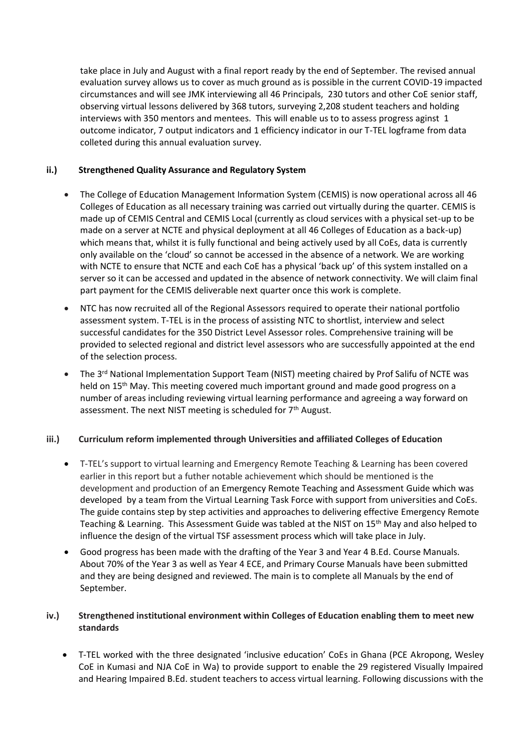take place in July and August with a final report ready by the end of September. The revised annual evaluation survey allows us to cover as much ground as is possible in the current COVID-19 impacted circumstances and will see JMK interviewing all 46 Principals, 230 tutors and other CoE senior staff, observing virtual lessons delivered by 368 tutors, surveying 2,208 student teachers and holding interviews with 350 mentors and mentees. This will enable us to to assess progress aginst 1 outcome indicator, 7 output indicators and 1 efficiency indicator in our T-TEL logframe from data colleted during this annual evaluation survey.

### ii.) Strengthened Quality Assurance and Regulatory System

- The College of Education Management Information System (CEMIS) is now operational across all 46 Colleges of Education as all necessary training was carried out virtually during the quarter. CEMIS is made up of CEMIS Central and CEMIS Local (currently as cloud services with a physical set-up to be made on a server at NCTE and physical deployment at all 46 Colleges of Education as a back-up) which means that, whilst it is fully functional and being actively used by all CoEs, data is currently only available on the 'cloud' so cannot be accessed in the absence of a network. We are working with NCTE to ensure that NCTE and each CoE has a physical 'back up' of this system installed on a server so it can be accessed and updated in the absence of network connectivity. We will claim final part payment for the CEMIS deliverable next quarter once this work is complete.
- NTC has now recruited all of the Regional Assessors required to operate their national portfolio assessment system. T-TEL is in the process of assisting NTC to shortlist, interview and select successful candidates for the 350 District Level Assessor roles. Comprehensive training will be provided to selected regional and district level assessors who are successfully appointed at the end of the selection process.
- The 3rd National Implementation Support Team (NIST) meeting chaired by Prof Salifu of NCTE was held on 15th May. This meeting covered much important ground and made good progress on a number of areas including reviewing virtual learning performance and agreeing a way forward on assessment. The next NIST meeting is scheduled for 7th August.

### iii.) Curriculum reform implemented through Universities and affiliated Colleges of Education

- T-TEL's support to virtual learning and Emergency Remote Teaching & Learning has been covered earlier in this report but a futher notable achievement which should be mentioned is the development and production of an Emergency Remote Teaching and Assessment Guide which was developed by a team from the Virtual Learning Task Force with support from universities and CoEs. The guide contains step by step activities and approaches to delivering effective Emergency Remote Teaching & Learning. This Assessment Guide was tabled at the NIST on 15th May and also helped to influence the design of the virtual TSF assessment process which will take place in July.
- Good progress has been made with the drafting of the Year 3 and Year 4 B.Ed. Course Manuals. About 70% of the Year 3 as well as Year 4 ECE, and Primary Course Manuals have been submitted and they are being designed and reviewed. The main is to complete all Manuals by the end of September.

### iv.) Strengthened institutional environment within Colleges of Education enabling them to meet new standards

- T-TEL worked with the three designated 'inclusive education' CoEs in Ghana (PCE Akropong, Wesley CoE in Kumasi and NJA CoE in Wa) to provide support to enable the 29 registered Visually Impaired and Hearing Impaired B.Ed. student teachers to access virtual learning. Following discussions with the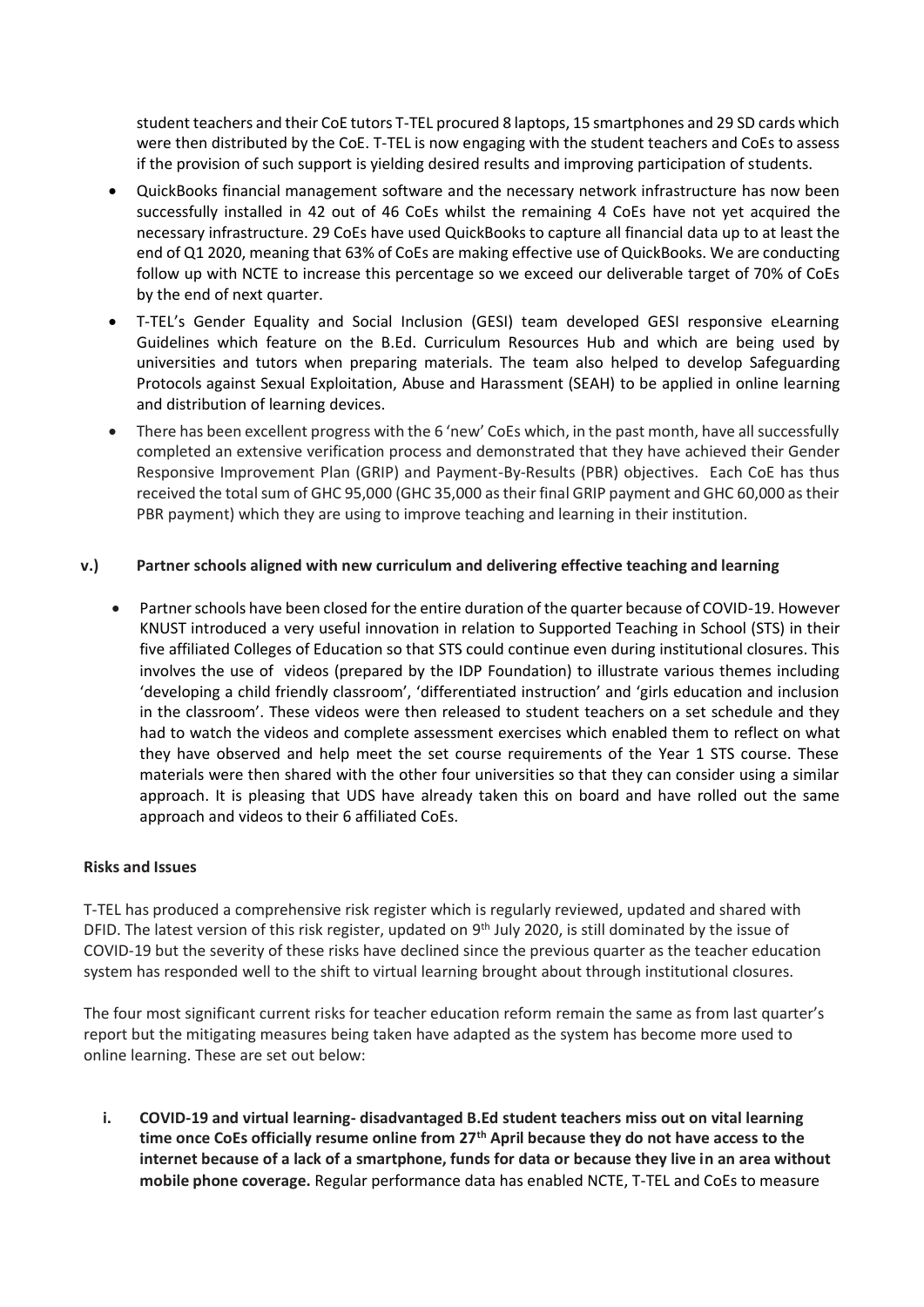student teachers and their CoE tutors T-TEL procured 8 laptops, 15 smartphones and 29 SD cards which were then distributed by the CoE. T-TEL is now engaging with the student teachers and CoEs to assess if the provision of such support is yielding desired results and improving participation of students.

- QuickBooks financial management software and the necessary network infrastructure has now been successfully installed in 42 out of 46 CoEs whilst the remaining 4 CoEs have not yet acquired the necessary infrastructure. 29 CoEs have used QuickBooks to capture all financial data up to at least the end of Q1 2020, meaning that 63% of CoEs are making effective use of QuickBooks. We are conducting follow up with NCTE to increase this percentage so we exceed our deliverable target of 70% of CoEs by the end of next quarter.
- T-TEL's Gender Equality and Social Inclusion (GESI) team developed GESI responsive eLearning Guidelines which feature on the B.Ed. Curriculum Resources Hub and which are being used by universities and tutors when preparing materials. The team also helped to develop Safeguarding Protocols against Sexual Exploitation, Abuse and Harassment (SEAH) to be applied in online learning and distribution of learning devices.
- There has been excellent progress with the 6 'new' CoEs which, in the past month, have all successfully completed an extensive verification process and demonstrated that they have achieved their Gender Responsive Improvement Plan (GRIP) and Payment-By-Results (PBR) objectives. Each CoE has thus received the total sum of GHC 95,000 (GHC 35,000 as their final GRIP payment and GHC 60,000 as their PBR payment) which they are using to improve teaching and learning in their institution.

### v.) Partner schools aligned with new curriculum and delivering effective teaching and learning

- Partner schools have been closed for the entire duration of the quarter because of COVID-19. However KNUST introduced a very useful innovation in relation to Supported Teaching in School (STS) in their five affiliated Colleges of Education so that STS could continue even during institutional closures. This involves the use of videos (prepared by the IDP Foundation) to illustrate various themes including 'developing a child friendly classroom', 'differentiated instruction' and 'girls education and inclusion in the classroom'. These videos were then released to student teachers on a set schedule and they had to watch the videos and complete assessment exercises which enabled them to reflect on what they have observed and help meet the set course requirements of the Year 1 STS course. These materials were then shared with the other four universities so that they can consider using a similar approach. It is pleasing that UDS have already taken this on board and have rolled out the same approach and videos to their 6 affiliated CoEs.

## Risks and Issues

T-TEL has produced a comprehensive risk register which is regularly reviewed, updated and shared with DFID. The latest version of this risk register, updated on 9th July 2020, is still dominated by the issue of COVID-19 but the severity of these risks have declined since the previous quarter as the teacher education system has responded well to the shift to virtual learning brought about through institutional closures.

The four most significant current risks for teacher education reform remain the same as from last quarter's report but the mitigating measures being taken have adapted as the system has become more used to online learning. These are set out below:

i. **COVID-19 and virtual learning- disadvantaged B.Ed student teachers miss out on vital learning time once CoEs officially resume online from 27th April because they do not have access to the internet because of a lack of a smartphone, funds for data or because they live in an area without mobile phone coverage.** Regular performance data has enabled NCTE, T-TEL and CoEs to measure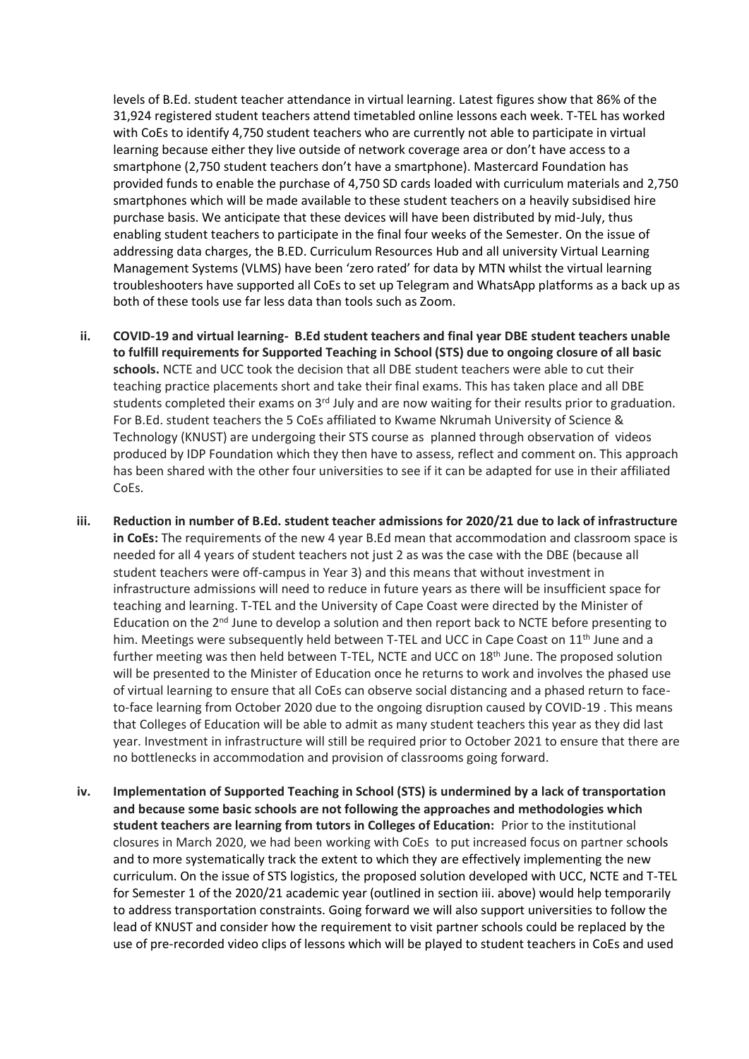levels of B.Ed. student teacher attendance in virtual learning. Latest figures show that 86% of the 31,924 registered student teachers attend timetabled online lessons each week. T-TEL has worked with CoEs to identify 4,750 student teachers who are currently not able to participate in virtual learning because either they live outside of network coverage area or don't have access to a smartphone (2,750 student teachers don't have a smartphone). Mastercard Foundation has provided funds to enable the purchase of 4,750 SD cards loaded with curriculum materials and 2,750 smartphones which will be made available to these student teachers on a heavily subsidised hire purchase basis. We anticipate that these devices will have been distributed by mid-July, thus enabling student teachers to participate in the final four weeks of the Semester. On the issue of addressing data charges, the B.ED. Curriculum Resources Hub and all university Virtual Learning Management Systems (VLMS) have been 'zero rated' for data by MTN whilst the virtual learning troubleshooters have supported all CoEs to set up Telegram and WhatsApp platforms as a back up as both of these tools use far less data than tools such as Zoom.

ii. **COVID-19 and virtual learning- B.Ed student teachers and final year DBE student teachers unable to fulfill requirements for Supported Teaching in School (STS) due to ongoing closure of all basic schools.** NCTE and UCC took the decision that all DBE student teachers were able to cut their teaching practice placements short and take their final exams. This has taken place and all DBE students completed their exams on 3rd July and are now waiting for their results prior to graduation. For B.Ed. student teachers the 5 CoEs affiliated to Kwame Nkrumah University of Science & Technology (KNUST) are undergoing their STS course as planned through observation of videos produced by IDP Foundation which they then have to assess, reflect and comment on. This approach has been shared with the other four universities to see if it can be adapted for use in their affiliated CoEs.

iii. **Reduction in number of B.Ed. student teacher admissions for 2020/21 due to lack of infrastructure in CoEs:** The requirements of the new 4 year B.Ed mean that accommodation and classroom space is needed for all 4 years of student teachers not just 2 as was the case with the DBE (because all student teachers were off-campus in Year 3) and this means that without investment in infrastructure admissions will need to reduce in future years as there will be insufficient space for teaching and learning. T-TEL and the University of Cape Coast were directed by the Minister of Education on the 2nd June to develop a solution and then report back to NCTE before presenting to him. Meetings were subsequently held between T-TEL and UCC in Cape Coast on 11th June and a further meeting was then held between T-TEL, NCTE and UCC on 18th June. The proposed solution will be presented to the Minister of Education once he returns to work and involves the phased use of virtual learning to ensure that all CoEs can observe social distancing and a phased return to face-to-face learning from October 2020 due to the ongoing disruption caused by COVID-19 . This means that Colleges of Education will be able to admit as many student teachers this year as they did last year. Investment in infrastructure will still be required prior to October 2021 to ensure that there are no bottlenecks in accommodation and provision of classrooms going forward.

iv. **Implementation of Supported Teaching in School (STS) is undermined by a lack of transportation and because some basic schools are not following the approaches and methodologies which student teachers are learning from tutors in Colleges of Education:** Prior to the institutional closures in March 2020, we had been working with CoEs to put increased focus on partner schools and to more systematically track the extent to which they are effectively implementing the new curriculum. On the issue of STS logistics, the proposed solution developed with UCC, NCTE and T-TEL for Semester 1 of the 2020/21 academic year (outlined in section iii. above) would help temporarily to address transportation constraints. Going forward we will also support universities to follow the lead of KNUST and consider how the requirement to visit partner schools could be replaced by the use of pre-recorded video clips of lessons which will be played to student teachers in CoEs and used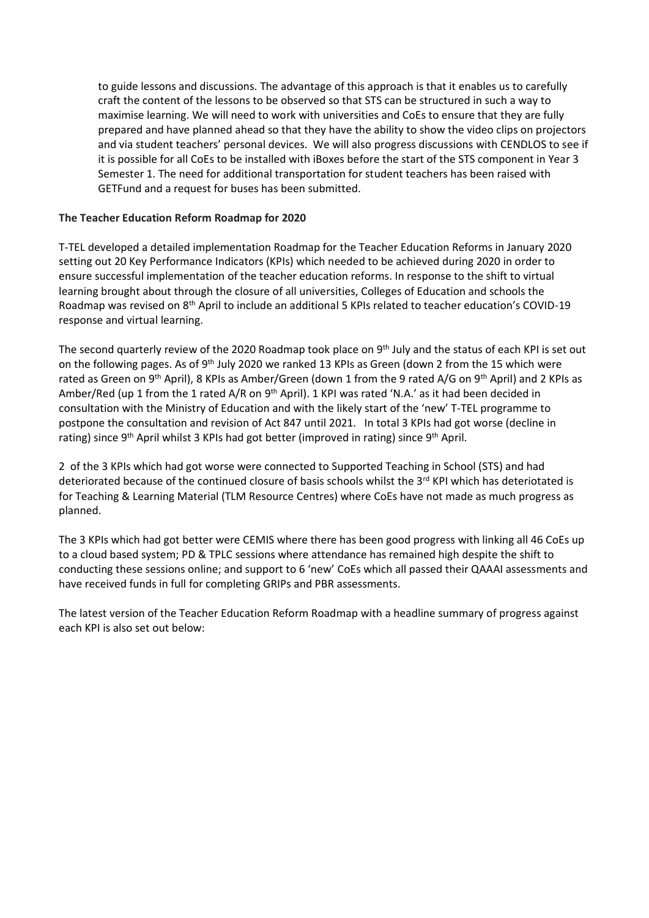to guide lessons and discussions. The advantage of this approach is that it enables us to carefully craft the content of the lessons to be observed so that STS can be structured in such a way to maximise learning. We will need to work with universities and CoEs to ensure that they are fully prepared and have planned ahead so that they have the ability to show the video clips on projectors and via student teachers' personal devices. We will also progress discussions with CENDLOS to see if it is possible for all CoEs to be installed with iBoxes before the start of the STS component in Year 3 Semester 1. The need for additional transportation for student teachers has been raised with GETFund and a request for buses has been submitted.

**The Teacher Education Reform Roadmap for 2020**

T-TEL developed a detailed implementation Roadmap for the Teacher Education Reforms in January 2020 setting out 20 Key Performance Indicators (KPIs) which needed to be achieved during 2020 in order to ensure successful implementation of the teacher education reforms. In response to the shift to virtual learning brought about through the closure of all universities, Colleges of Education and schools the Roadmap was revised on 8th April to include an additional 5 KPIs related to teacher education's COVID-19 response and virtual learning.

The second quarterly review of the 2020 Roadmap took place on 9th July and the status of each KPI is set out on the following pages. As of 9th July 2020 we ranked 13 KPIs as Green (down 2 from the 15 which were rated as Green on 9th April), 8 KPIs as Amber/Green (down 1 from the 9 rated A/G on 9th April) and 2 KPIs as Amber/Red (up 1 from the 1 rated A/R on 9th April). 1 KPI was rated 'N.A.' as it had been decided in consultation with the Ministry of Education and with the likely start of the 'new' T-TEL programme to postpone the consultation and revision of Act 847 until 2021. In total 3 KPIs had got worse (decline in rating) since 9th April whilst 3 KPIs had got better (improved in rating) since 9th April.

2 of the 3 KPIs which had got worse were connected to Supported Teaching in School (STS) and had deteriorated because of the continued closure of basis schools whilst the 3rd KPI which has deteriotated is for Teaching & Learning Material (TLM Resource Centres) where CoEs have not made as much progress as planned.

The 3 KPIs which had got better were CEMIS where there has been good progress with linking all 46 CoEs up to a cloud based system; PD & TPLC sessions where attendance has remained high despite the shift to conducting these sessions online; and support to 6 'new' CoEs which all passed their QAAAI assessments and have received funds in full for completing GRIPs and PBR assessments.

The latest version of the Teacher Education Reform Roadmap with a headline summary of progress against each KPI is also set out below: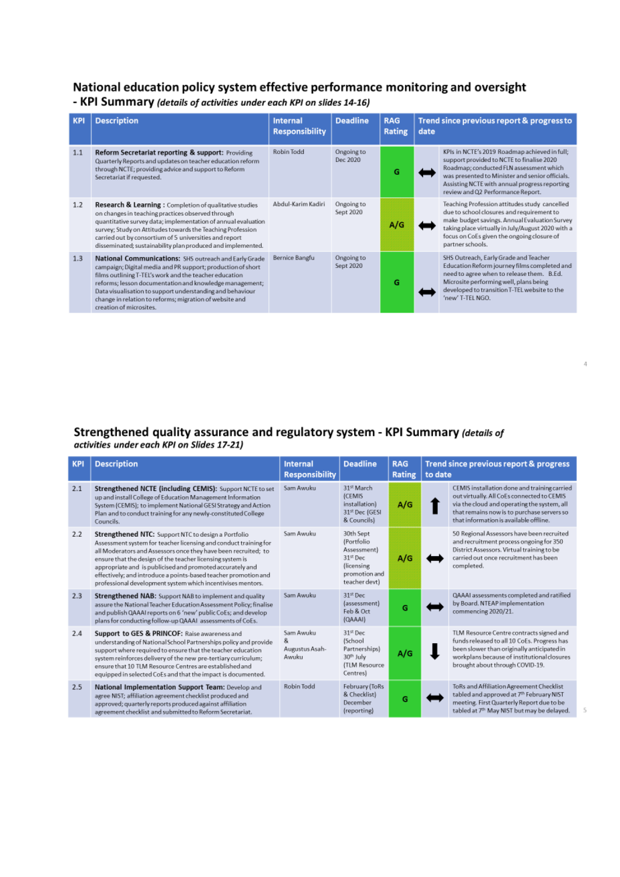## National education policy system effective performance monitoring and oversight - KPI Summary *(details of activities under each KPI on slides 14-16)*

| KPI | Description | Internal Responsibility | Deadline | RAG Rating | Trend since previous report & progress to date | |
|---|---|---|---|---|---|---|
| 1.1 | **Reform Secretariat reporting & support:** Providing Quarterly Reports and updates on teacher education reform through NCTE; providing advice and support to Reform Secretariat if requested. | Robin Todd | Ongoing to Dec 2020 | G | ⬌ | KPIs in NCTE's 2019 Roadmap achieved in full; support provided to NCTE to finalise 2020 Roadmap; conducted FLN assessment which was presented to Minister and senior officials. Assisting NCTE with annual progress reporting review and Q2 Performance Report. |
| 1.2 | **Research & Learning :** Completion of qualitative studies on changes in teaching practices observed through quantitative survey data; implementation of annual evaluation survey; Study on Attitudes towards the Teaching Profession carried out by consortium of 5 universities and report disseminated; sustainability plan produced and implemented. | Abdul-Karim Kadiri | Ongoing to Sept 2020 | A/G | ⬌ | Teaching Profession attitudes study cancelled due to school closures and requirement to make budget savings. Annual Evaluation Survey taking place virtually in July/August 2020 with a focus on CoEs given the ongoing closure of partner schools. |
| 1.3 | **National Communications:** SHS outreach and Early Grade campaign; Digital media and PR support; production of short films outlining T-TEL's work and the teacher education reforms; lesson documentation and knowledge management; Data visualisation to support understanding and behaviour change in relation to reforms; migration of website and creation of microsites. | Bernice Bangfu | Ongoing to Sept 2020 | G | ⬌ | SHS Outreach, Early Grade and Teacher Education Reform journey films completed and need to agree when to release them. B.Ed. Microsite performing well, plans being developed to transition T-TEL website to the 'new' T-TEL NGO. |

## Strengthened quality assurance and regulatory system - KPI Summary *(details of activities under each KPI on Slides 17-21)*

| KPI | Description | Internal Responsibility | Deadline | RAG Rating | Trend since previous report & progress to date | |
|---|---|---|---|---|---|---|
| 2.1 | **Strengthened NCTE (including CEMIS):** Support NCTE to set up and install College of Education Management Information System (CEMIS); to implement National GESI Strategy and Action Plan and to conduct training for any newly-constituted College Councils. | Sam Awuku | 31st March (CEMIS installation) 31st Dec (GESI & Councils) | A/G | ⬆ | CEMIS installation done and training carried out virtually. All CoEs connected to CEMIS via the cloud and operating the system, all that remains now is to purchase servers so that information is available offline. |
| 2.2 | **Strengthened NTC:** Support NTC to design a Portfolio Assessment system for teacher licensing and conduct training for all Moderators and Assessors once they have been recruited; to ensure that the design of the teacher licensing system is appropriate and is publicised and promoted accurately and effectively; and introduce a points-based teacher promotion and professional development system which incentivises mentors. | Sam Awuku | 30th Sept (Portfolio Assessment) 31st Dec (licensing promotion and teacher devt) | A/G | ⬌ | 50 Regional Assessors have been recruited and recruitment process ongoing for 350 District Assessors. Virtual training to be carried out once recruitment has been completed. |
| 2.3 | **Strengthened NAB:** Support NAB to implement and quality assure the National Teacher Education Assessment Policy; finalise and publish QAAAI reports on 6 'new' public CoEs; and develop plans for conducting follow-up QAAAI assessments of CoEs. | Sam Awuku | 31st Dec (assessment) Feb & Oct (QAAAI) | G | ⬌ | QAAAI assessments completed and ratified by Board. NTEAP implementation commencing 2020/21. |
| 2.4 | **Support to GES & PRINCOF:** Raise awareness and understanding of National School Partnerships policy and provide support where required to ensure that the teacher education system reinforces delivery of the new pre-tertiary curriculum; ensure that 10 TLM Resource Centres are established and equipped in selected CoEs and that the impact is documented. | Sam Awuku & Augustus Asah-Awuku | 31st Dec (School Partnerships) 30th July (TLM Resource Centres) | A/G | ⬇ | TLM Resource Centre contracts signed and funds released to all 10 CoEs. Progress has been slower than originally anticipated in workplans because of institutional closures brought about through COVID-19. |
| 2.5 | **National Implementation Support Team:** Develop and agree NIST; affiliation agreement checklist produced and approved; quarterly reports produced against affiliation agreement checklist and submitted to Reform Secretariat. | Robin Todd | February (ToRs & Checklist) December (reporting) | G | ⬌ | ToRs and Affiliation Agreement Checklist tabled and approved at 7th February NIST meeting. First Quarterly Report due to be tabled at 7th May NIST but may be delayed. |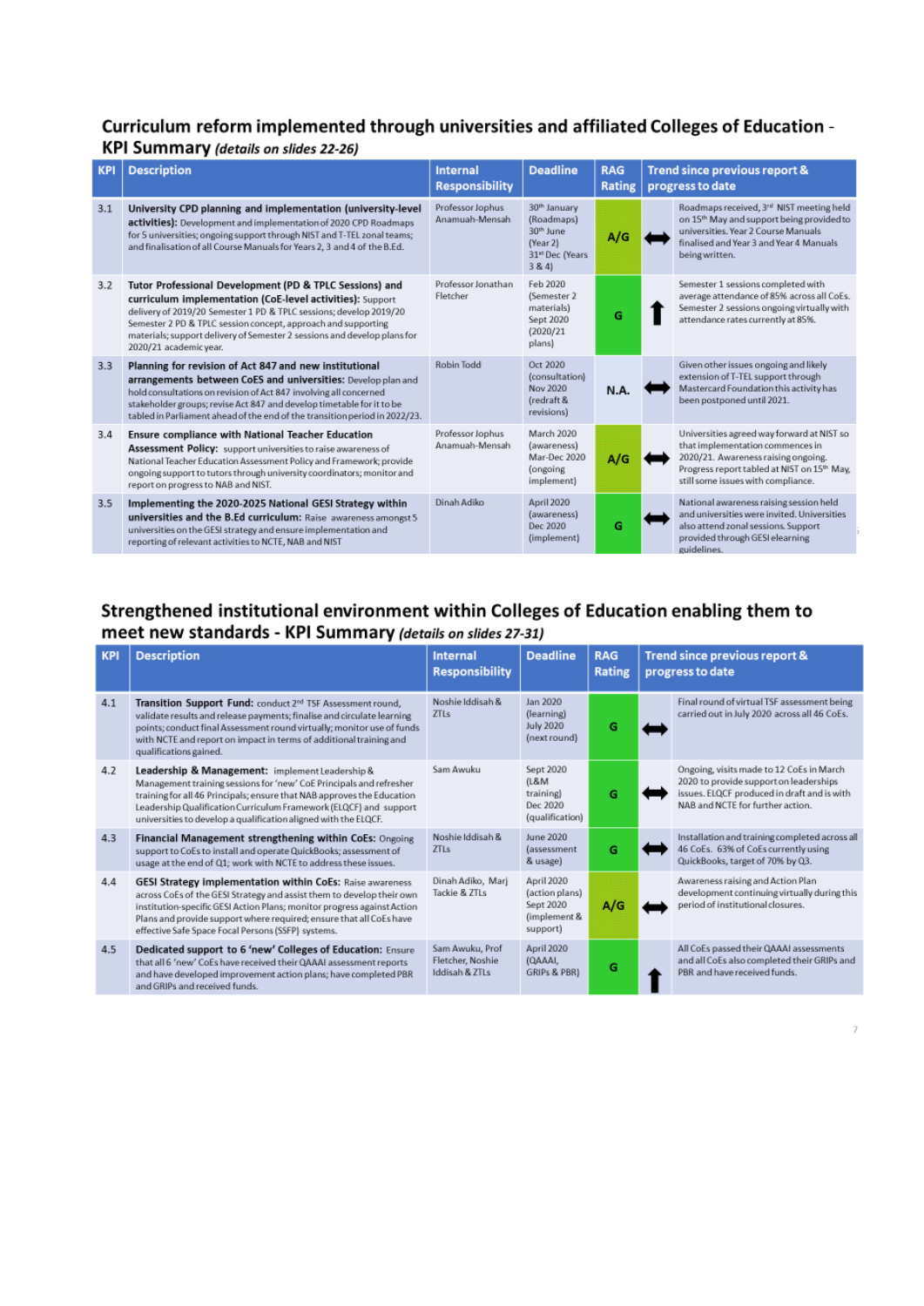## Curriculum reform implemented through universities and affiliated Colleges of Education - KPI Summary *(details on slides 22-26)*

| KPI | Description | Internal Responsibility | Deadline | RAG Rating | Trend since previous report & progress to date |
|---|---|---|---|---|---|
| 3.1 | **University CPD planning and implementation (university-level activities):** Development and implementation of 2020 CPD Roadmaps for 5 universities; ongoing support through NIST and T-TEL zonal teams; and finalisation of all Course Manuals for Years 2, 3 and 4 of the B.Ed. | Professor Jophus Anamuah-Mensah | 30th January (Roadmaps) 30th June (Year 2) 31st Dec (Years 3 & 4) | A/G | ⬌ Roadmaps received, 3rd NIST meeting held on 15th May and support being provided to universities. Year 2 Course Manuals finalised and Year 3 and Year 4 Manuals being written. |
| 3.2 | **Tutor Professional Development (PD & TPLC Sessions) and curriculum implementation (CoE-level activities):** Support delivery of 2019/20 Semester 1 PD & TPLC sessions; develop 2019/20 Semester 2 PD & TPLC session concept, approach and supporting materials; support delivery of Semester 2 sessions and develop plans for 2020/21 academic year. | Professor Jonathan Fletcher | Feb 2020 (Semester 2 materials) Sept 2020 (2020/21 plans) | G | ⬆ Semester 1 sessions completed with average attendance of 85% across all CoEs. Semester 2 sessions ongoing virtually with attendance rates currently at 85%. |
| 3.3 | **Planning for revision of Act 847 and new institutional arrangements between CoEs and universities:** Develop plan and hold consultations on revision of Act 847 involving all concerned stakeholder groups; revise Act 847 and develop timetable for it to be tabled in Parliament ahead of the end of the transition period in 2022/23. | Robin Todd | Oct 2020 (consultation) Nov 2020 (redraft & revisions) | N.A. | ⬌ Given other issues ongoing and likely extension of T-TEL support through Mastercard Foundation this activity has been postponed until 2021. |
| 3.4 | **Ensure compliance with National Teacher Education Assessment Policy:** support universities to raise awareness of National Teacher Education Assessment Policy and Framework; provide ongoing support to tutors through university coordinators; monitor and report on progress to NAB and NIST. | Professor Jophus Anamuah-Mensah | March 2020 (awareness) Mar-Dec 2020 (ongoing implement) | A/G | ⬌ Universities agreed way forward at NIST so that implementation commences in 2020/21. Awareness raising ongoing. Progress report tabled at NIST on 15th May, still some issues with compliance. |
| 3.5 | **Implementing the 2020-2025 National GESI Strategy within universities and the B.Ed curriculum:** Raise awareness amongst 5 universities on the GESI strategy and ensure implementation and reporting of relevant activities to NCTE, NAB and NIST | Dinah Adiko | April 2020 (awareness) Dec 2020 (implement) | G | ⬌ National awareness raising session held and universities were invited. Universities also attend zonal sessions. Support provided through GESI elearning guidelines. |

## Strengthened institutional environment within Colleges of Education enabling them to meet new standards - KPI Summary *(details on slides 27-31)*

| KPI | Description | Internal Responsibility | Deadline | RAG Rating | Trend since previous report & progress to date |
|---|---|---|---|---|---|
| 4.1 | **Transition Support Fund:** conduct 2nd TSF Assessment round, validate results and release payments; finalise and circulate learning points; conduct final Assessment round virtually; monitor use of funds with NCTE and report on impact in terms of additional training and qualifications gained. | Noshie Iddisah & ZTLs | Jan 2020 (learning) July 2020 (next round) | G | ⬌ Final round of virtual TSF assessment being carried out in July 2020 across all 46 CoEs. |
| 4.2 | **Leadership & Management:** implement Leadership & Management training sessions for 'new' CoE Principals and refresher training for all 46 Principals; ensure that NAB approves the Education Leadership Qualification Curriculum Framework (ELQCF) and support universities to develop a qualification aligned with the ELQCF. | Sam Awuku | Sept 2020 (L&M training) Dec 2020 (qualification) | G | ⬌ Ongoing, visits made to 12 CoEs in March 2020 to provide support on leaderships issues. ELQCF produced in draft and is with NAB and NCTE for further action. |
| 4.3 | **Financial Management strengthening within CoEs:** Ongoing support to CoEs to install and operate QuickBooks; assessment of usage at the end of Q1; work with NCTE to address these issues. | Noshie Iddisah & ZTLs | June 2020 (assessment & usage) | G | ⬌ Installation and training completed across all 46 CoEs. 63% of CoEs currently using QuickBooks, target of 70% by Q3. |
| 4.4 | **GESI Strategy implementation within CoEs:** Raise awareness across CoEs of the GESI Strategy and assist them to develop their own institution-specific GESI Action Plans; monitor progress against Action Plans and provide support where required; ensure that all CoEs have effective Safe Space Focal Persons (SSFP) systems. | Dinah Adiko, Marj Tackie & ZTLs | April 2020 (action plans) Sept 2020 (implement & support) | A/G | ⬌ Awareness raising and Action Plan development continuing virtually during this period of institutional closures. |
| 4.5 | **Dedicated support to 6 'new' Colleges of Education:** Ensure that all 6 'new' CoEs have received their QAAAI assessment reports and have developed improvement action plans; have completed PBR and GRIPs and received funds. | Sam Awuku, Prof Fletcher, Noshie Iddisah & ZTLs | April 2020 (QAAAI, GRIPs & PBR) | G | ⬆ All CoEs passed their QAAAI assessments and all CoEs also completed their GRIPs and PBR and have received funds. |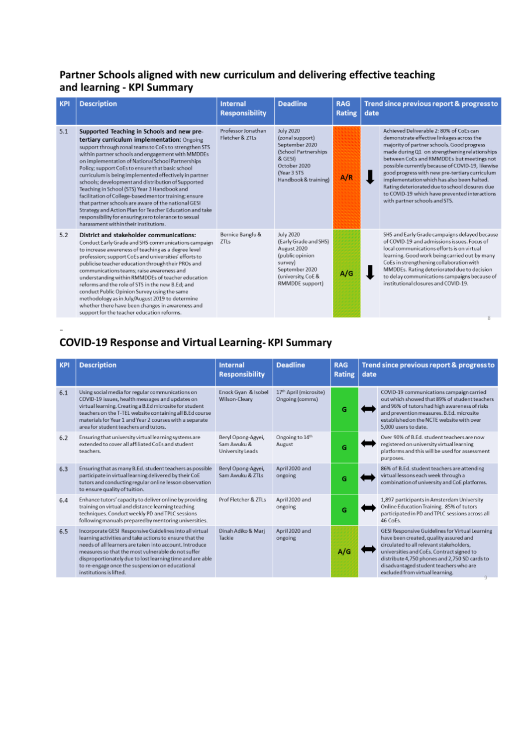## Partner Schools aligned with new curriculum and delivering effective teaching and learning - KPI Summary

| KPI | Description | Internal Responsibility | Deadline | RAG Rating | | Trend since previous report & progress to date |
|---|---|---|---|---|---|---|
| 5.1 | **Supported Teaching in Schools and new pre-tertiary curriculum implementation:** Ongoing support through zonal teams to CoEs to strengthen STS within partner schools and engagement with MMDDEs on implementation of National School Partnerships Policy; support CoEs to ensure that basic school curriculum is being implemented effectively in partner schools; development and distribution of Supported Teaching in School (STS) Year 3 Handbook and facilitation of College-based mentor training; ensure that partner schools are aware of the national GESI Strategy and Action Plan for Teacher Education and take responsibility for ensuring zero tolerance to sexual harassment within their institutions. | Professor Jonathan Fletcher & ZTLs | July 2020 (zonal support) September 2020 (School Partnerships & GESI) October 2020 (Year 3 STS Handbook & training) | A/R | ⬇ | Achieved Deliverable 2: 80% of CoEs can demonstrate effective linkages across the majority of partner schools. Good progress made during Q1 on strengthening relationships between CoEs and RMMDDEs but meetings not possible currently because of COVID-19, likewise good progress with new pre-tertiary curriculum implementation which has also been halted. Rating deteriorated due to school closures due to COVID-19 which have prevented interactions with partner schools and STS. |
| 5.2 | **District and stakeholder communications:** Conduct Early Grade and SHS communications campaign to increase awareness of teaching as a degree level profession; support CoEs and universities' efforts to publicise teacher education through their PROs and communications teams; raise awareness and understanding within RMMDDEs of teacher education reforms and the role of STS in the new B.Ed; and conduct Public Opinion Survey using the same methodology as in July/August 2019 to determine whether there have been changes in awareness and support for the teacher education reforms. | Bernice Bangfu & ZTLs | July 2020 (Early Grade and SHS) August 2020 (public opinion survey) September 2020 (university, CoE & RMMDDE support) | A/G | ⬇ | SHS and Early Grade campaigns delayed because of COVID-19 and admissions issues. Focus of local communications efforts is on virtual learning. Good work being carried out by many CoEs in strengthening collaboration with MMDDEs. Rating deteriorated due to decision to delay communications campaigns because of institutional closures and COVID-19. |

## COVID-19 Response and Virtual Learning- KPI Summary

| KPI | Description | Internal Responsibility | Deadline | RAG Rating | | Trend since previous report & progress to date |
|---|---|---|---|---|---|---|
| 6.1 | Using social media for regular communications on COVID-19 issues, health messages and updates on virtual learning. Creating a B.Ed microsite for student teachers on the T-TEL website containing all B.Ed course materials for Year 1 and Year 2 courses with a separate area for student teachers and tutors. | Enock Gyan & Isobel Wilson-Cleary | 17th April (microsite) Ongoing (comms) | G | ⬌ | COVID-19 communications campaign carried out which showed that 89% of student teachers and 96% of tutors had high awareness of risks and prevention measures. B.Ed microsite established on the NCTE website with over 5,000 users to date. |
| 6.2 | Ensuring that university virtual learning systems are extended to cover all affiliated CoEs and student teachers. | Beryl Opong-Agyei, Sam Awuku & University Leads | Ongoing to 14th August | G | ⬌ | Over 90% of B.Ed. student teachers are now registered on university virtual learning platforms and this will be used for assessment purposes. |
| 6.3 | Ensuring that as many B.Ed. student teachers as possible participate in virtual learning delivered by their CoE tutors and conducting regular online lesson observation to ensure quality of tuition. | Beryl Opong-Agyei, Sam Awuku & ZTLs | April 2020 and ongoing | G | ⬌ | 86% of B.Ed. student teachers are attending virtual lessons each week through a combination of university and CoE platforms. |
| 6.4 | Enhance tutors' capacity to deliver online by providing training on virtual and distance learning teaching techniques. Conduct weekly PD and TPLC sessions following manuals prepared by mentoring universities. | Prof Fletcher & ZTLs | April 2020 and ongoing | G | ⬌ | 1,897 participants in Amsterdam University Online Education Training. 85% of tutors participated in PD and TPLC sessions across all 46 CoEs. |
| 6.5 | Incorporate GESI Responsive Guidelines into all virtual learning activities and take actions to ensure that the needs of all learners are taken into account. Introduce measures so that the most vulnerable do not suffer disproportionately due to lost learning time and are able to re-engage once the suspension on educational institutions is lifted. | Dinah Adiko & Marj Tackie | April 2020 and ongoing | A/G | ⬌ | GESI Responsive Guidelines for Virtual Learning have been created, quality assured and circulated to all relevant stakeholders, universities and CoEs. Contract signed to distribute 4,750 phones and 2,750 SD cards to disadvantaged student teachers who are excluded from virtual learning. |